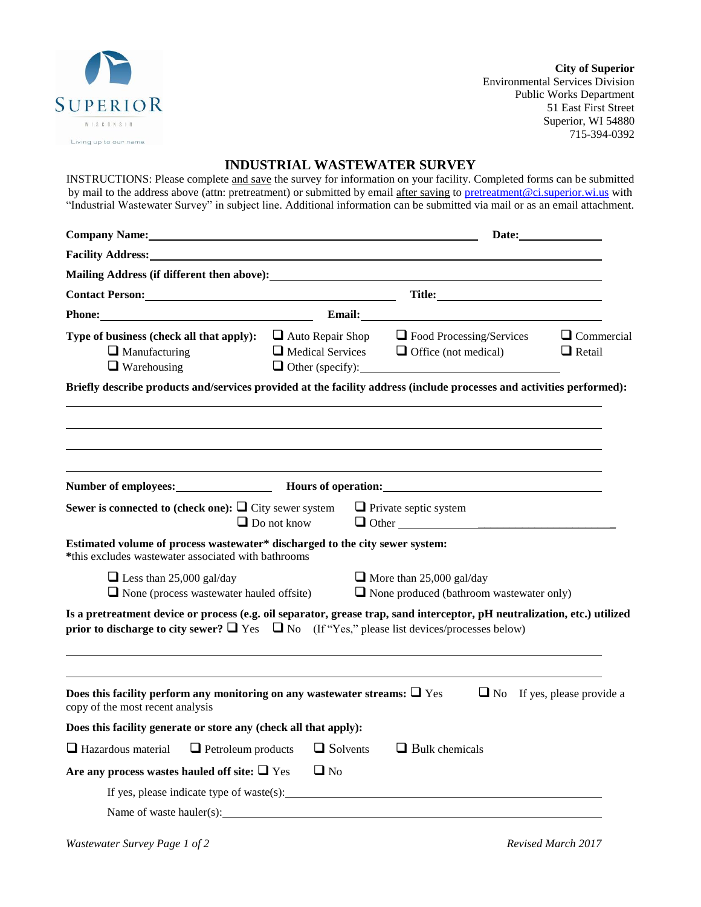**City of Superior**
Environmental Services Division
Public Works Department
51 East First Street
Superior, WI 54880
715-394-0392

# INDUSTRIAL WASTEWATER SURVEY

INSTRUCTIONS: Please complete and save the survey for information on your facility. Completed forms can be submitted by mail to the address above (attn: pretreatment) or submitted by email after saving to pretreatment@ci.superior.wi.us with "Industrial Wastewater Survey" in subject line. Additional information can be submitted via mail or as an email attachment.

**Company Name:** ______________________________ **Date:** ____________

**Facility Address:** ______________________________

**Mailing Address (if different then above):** ______________________________

**Contact Person:** ______________________________ **Title:** ______________________________

**Phone:** ______________________________ **Email:** ______________________________

**Type of business (check all that apply):**
- ❑ Auto Repair Shop
- ❑ Food Processing/Services
- ❑ Commercial
- ❑ Manufacturing
- ❑ Medical Services
- ❑ Office (not medical)
- ❑ Retail
- ❑ Warehousing
- ❑ Other (specify): ______________________________

**Briefly describe products and/services provided at the facility address (include processes and activities performed):**

______________________________

______________________________

______________________________

______________________________

**Number of employees:** ______________ **Hours of operation:** ______________________________

**Sewer is connected to (check one):**
- ❑ City sewer system
- ❑ Private septic system
- ❑ Do not know
- ❑ Other ______________________________

**Estimated volume of process wastewater\* discharged to the city sewer system:**
\*this excludes wastewater associated with bathrooms

- ❑ Less than 25,000 gal/day
- ❑ More than 25,000 gal/day
- ❑ None (process wastewater hauled offsite)
- ❑ None produced (bathroom wastewater only)

**Is a pretreatment device or process (e.g. oil separator, grease trap, sand interceptor, pH neutralization, etc.) utilized prior to discharge to city sewer?** ❑ Yes ❑ No (If "Yes," please list devices/processes below)

______________________________

______________________________

**Does this facility perform any monitoring on any wastewater streams:** ❑ Yes ❑ No If yes, please provide a copy of the most recent analysis

**Does this facility generate or store any (check all that apply):**

- ❑ Hazardous material
- ❑ Petroleum products
- ❑ Solvents
- ❑ Bulk chemicals

**Are any process wastes hauled off site:** ❑ Yes ❑ No

If yes, please indicate type of waste(s): ______________________________

Name of waste hauler(s): ______________________________

*Revised March 2017*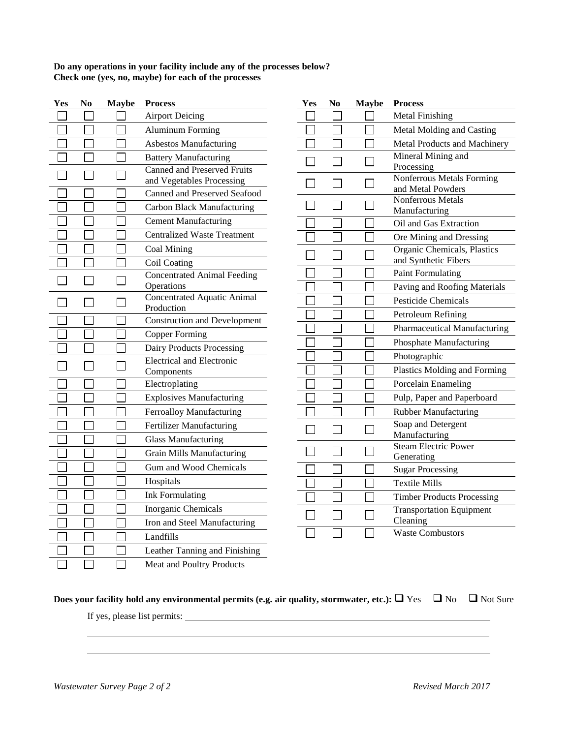**Do any operations in your facility include any of the processes below?**
**Check one (yes, no, maybe) for each of the processes**

| Yes | No | Maybe | Process |
|---|---|---|---|
| ☐ | ☐ | ☐ | Airport Deicing |
| ☐ | ☐ | ☐ | Aluminum Forming |
| ☐ | ☐ | ☐ | Asbestos Manufacturing |
| ☐ | ☐ | ☐ | Battery Manufacturing |
| ☐ | ☐ | ☐ | Canned and Preserved Fruits and Vegetables Processing |
| ☐ | ☐ | ☐ | Canned and Preserved Seafood |
| ☐ | ☐ | ☐ | Carbon Black Manufacturing |
| ☐ | ☐ | ☐ | Cement Manufacturing |
| ☐ | ☐ | ☐ | Centralized Waste Treatment |
| ☐ | ☐ | ☐ | Coal Mining |
| ☐ | ☐ | ☐ | Coil Coating |
| ☐ | ☐ | ☐ | Concentrated Animal Feeding Operations |
| ☐ | ☐ | ☐ | Concentrated Aquatic Animal Production |
| ☐ | ☐ | ☐ | Construction and Development |
| ☐ | ☐ | ☐ | Copper Forming |
| ☐ | ☐ | ☐ | Dairy Products Processing |
| ☐ | ☐ | ☐ | Electrical and Electronic Components |
| ☐ | ☐ | ☐ | Electroplating |
| ☐ | ☐ | ☐ | Explosives Manufacturing |
| ☐ | ☐ | ☐ | Ferroalloy Manufacturing |
| ☐ | ☐ | ☐ | Fertilizer Manufacturing |
| ☐ | ☐ | ☐ | Glass Manufacturing |
| ☐ | ☐ | ☐ | Grain Mills Manufacturing |
| ☐ | ☐ | ☐ | Gum and Wood Chemicals |
| ☐ | ☐ | ☐ | Hospitals |
| ☐ | ☐ | ☐ | Ink Formulating |
| ☐ | ☐ | ☐ | Inorganic Chemicals |
| ☐ | ☐ | ☐ | Iron and Steel Manufacturing |
| ☐ | ☐ | ☐ | Landfills |
| ☐ | ☐ | ☐ | Leather Tanning and Finishing |
| ☐ | ☐ | ☐ | Meat and Poultry Products |
| ☐ | ☐ | ☐ | Metal Finishing |
| ☐ | ☐ | ☐ | Metal Molding and Casting |
| ☐ | ☐ | ☐ | Metal Products and Machinery |
| ☐ | ☐ | ☐ | Mineral Mining and Processing |
| ☐ | ☐ | ☐ | Nonferrous Metals Forming and Metal Powders |
| ☐ | ☐ | ☐ | Nonferrous Metals Manufacturing |
| ☐ | ☐ | ☐ | Oil and Gas Extraction |
| ☐ | ☐ | ☐ | Ore Mining and Dressing |
| ☐ | ☐ | ☐ | Organic Chemicals, Plastics and Synthetic Fibers |
| ☐ | ☐ | ☐ | Paint Formulating |
| ☐ | ☐ | ☐ | Paving and Roofing Materials |
| ☐ | ☐ | ☐ | Pesticide Chemicals |
| ☐ | ☐ | ☐ | Petroleum Refining |
| ☐ | ☐ | ☐ | Pharmaceutical Manufacturing |
| ☐ | ☐ | ☐ | Phosphate Manufacturing |
| ☐ | ☐ | ☐ | Photographic |
| ☐ | ☐ | ☐ | Plastics Molding and Forming |
| ☐ | ☐ | ☐ | Porcelain Enameling |
| ☐ | ☐ | ☐ | Pulp, Paper and Paperboard |
| ☐ | ☐ | ☐ | Rubber Manufacturing |
| ☐ | ☐ | ☐ | Soap and Detergent Manufacturing |
| ☐ | ☐ | ☐ | Steam Electric Power Generating |
| ☐ | ☐ | ☐ | Sugar Processing |
| ☐ | ☐ | ☐ | Textile Mills |
| ☐ | ☐ | ☐ | Timber Products Processing |
| ☐ | ☐ | ☐ | Transportation Equipment Cleaning |
| ☐ | ☐ | ☐ | Waste Combustors |

**Does your facility hold any environmental permits (e.g. air quality, stormwater, etc.):** ☐ Yes ☐ No ☐ Not Sure

If yes, please list permits: ______________________________________________________________

______________________________________________________________________________

______________________________________________________________________________

*Revised March 2017*